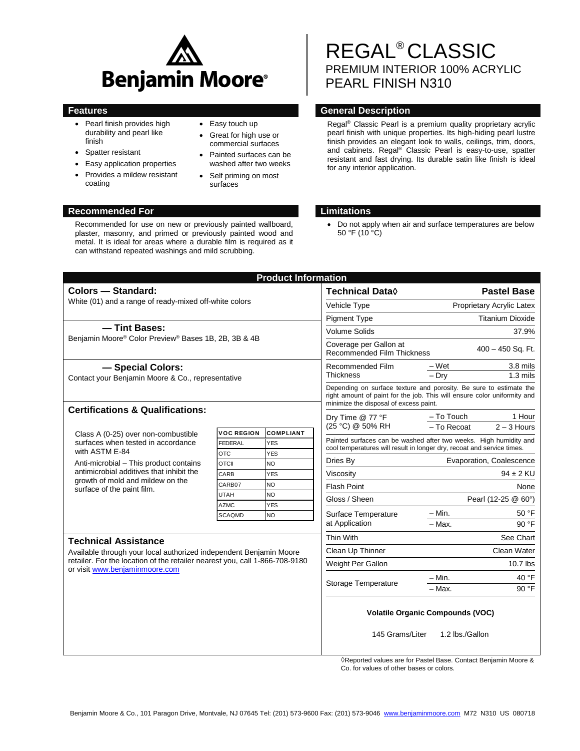Benjamin Moore®

# REGAL® CLASSIC

## PREMIUM INTERIOR 100% ACRYLIC PEARL FINISH N310

## Features

- Pearl finish provides high durability and pearl like finish
- Spatter resistant
- Easy application properties
- Provides a mildew resistant coating
- Easy touch up
- Great for high use or commercial surfaces
- Painted surfaces can be washed after two weeks
- Self priming on most surfaces

## General Description

Regal® Classic Pearl is a premium quality proprietary acrylic pearl finish with unique properties. Its high-hiding pearl lustre finish provides an elegant look to walls, ceilings, trim, doors, and cabinets. Regal® Classic Pearl is easy-to-use, spatter resistant and fast drying. Its durable satin like finish is ideal for any interior application.

## Recommended For

Recommended for use on new or previously painted wallboard, plaster, masonry, and primed or previously painted wood and metal. It is ideal for areas where a durable film is required as it can withstand repeated washings and mild scrubbing.

## Limitations

- Do not apply when air and surface temperatures are below 50 °F (10 °C)

## Product Information

### Colors — Standard:

White (01) and a range of ready-mixed off-white colors

### — Tint Bases:

Benjamin Moore® Color Preview® Bases 1B, 2B, 3B & 4B

### — Special Colors:

Contact your Benjamin Moore & Co., representative

### Certifications & Qualifications:

Class A (0-25) over non-combustible surfaces when tested in accordance with ASTM E-84

Anti-microbial – This product contains antimicrobial additives that inhibit the growth of mold and mildew on the surface of the paint film.

| VOC REGION | COMPLIANT |
|---|---|
| FEDERAL | YES |
| OTC | YES |
| OTCII | NO |
| CARB | YES |
| CARB07 | NO |
| UTAH | NO |
| AZMC | YES |
| SCAQMD | NO |

### Technical Assistance

Available through your local authorized independent Benjamin Moore retailer. For the location of the retailer nearest you, call 1-866-708-9180 or visit www.benjaminmoore.com

| Technical Data◊ | | Pastel Base |
|---|---|---|
| Vehicle Type | | Proprietary Acrylic Latex |
| Pigment Type | | Titanium Dioxide |
| Volume Solids | | 37.9% |
| Coverage per Gallon at Recommended Film Thickness | | 400 – 450 Sq. Ft. |
| Recommended Film Thickness | – Wet | 3.8 mils |
| | – Dry | 1.3 mils |

Depending on surface texture and porosity. Be sure to estimate the right amount of paint for the job. This will ensure color uniformity and minimize the disposal of excess paint.

| | | |
|---|---|---|
| Dry Time @ 77 °F (25 °C) @ 50% RH | – To Touch | 1 Hour |
| | – To Recoat | 2 – 3 Hours |

Painted surfaces can be washed after two weeks. High humidity and cool temperatures will result in longer dry, recoat and service times.

| | | |
|---|---|---|
| Dries By | | Evaporation, Coalescence |
| Viscosity | | 94 ± 2 KU |
| Flash Point | | None |
| Gloss / Sheen | | Pearl (12-25 @ 60°) |
| Surface Temperature at Application | – Min. | 50 °F |
| | – Max. | 90 °F |
| Thin With | | See Chart |
| Clean Up Thinner | | Clean Water |
| Weight Per Gallon | | 10.7 lbs |
| Storage Temperature | – Min. | 40 °F |
| | – Max. | 90 °F |

**Volatile Organic Compounds (VOC)**

145 Grams/Liter 1.2 lbs./Gallon

◊Reported values are for Pastel Base. Contact Benjamin Moore & Co. for values of other bases or colors.

Benjamin Moore & Co., 101 Paragon Drive, Montvale, NJ 07645 Tel: (201) 573-9600 Fax: (201) 573-9046 www.benjaminmoore.com M72 N310 US 080718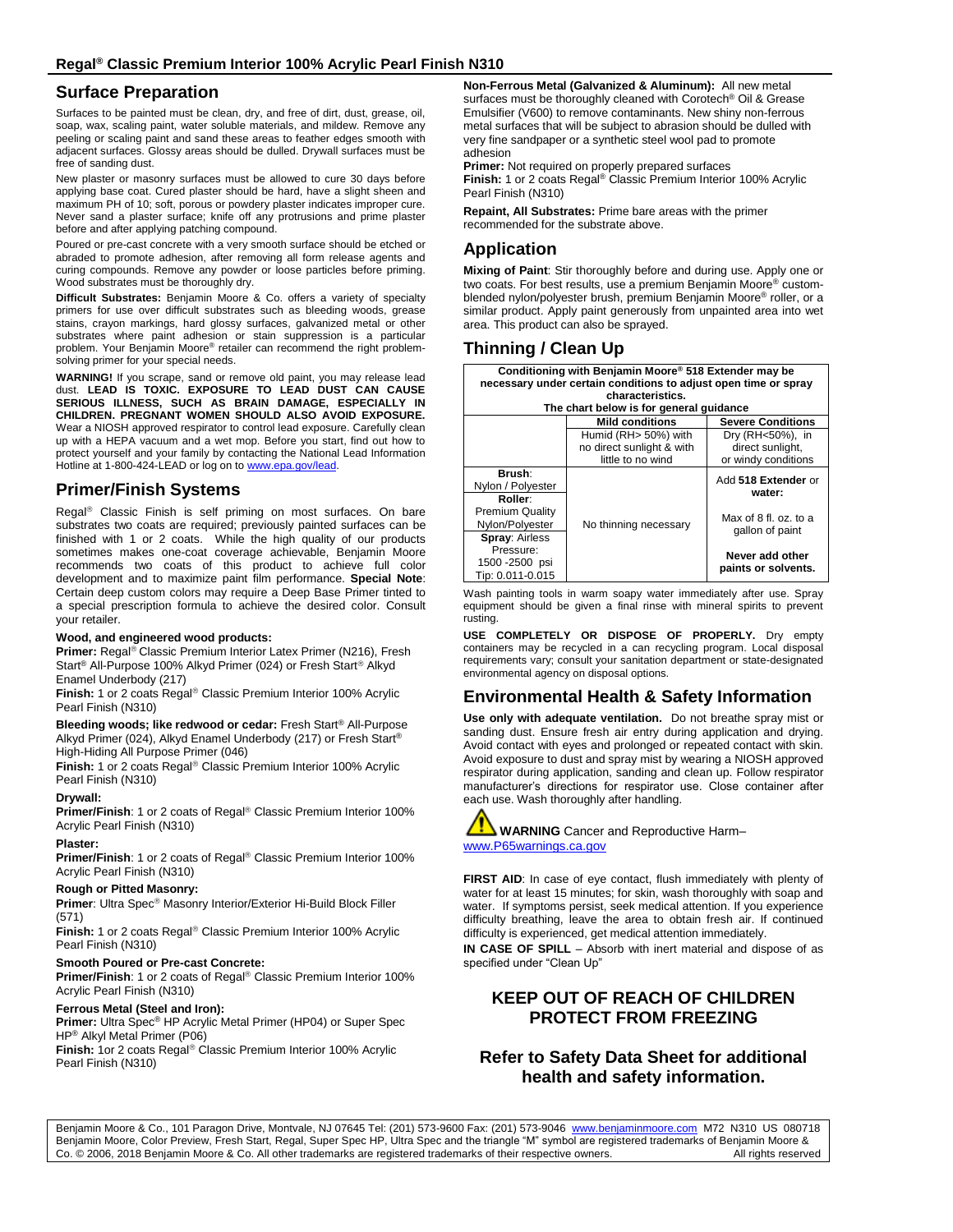## Regal® Classic Premium Interior 100% Acrylic Pearl Finish N310

## Surface Preparation

Surfaces to be painted must be clean, dry, and free of dirt, dust, grease, oil, soap, wax, scaling paint, water soluble materials, and mildew. Remove any peeling or scaling paint and sand these areas to feather edges smooth with adjacent surfaces. Glossy areas should be dulled. Drywall surfaces must be free of sanding dust.

New plaster or masonry surfaces must be allowed to cure 30 days before applying base coat. Cured plaster should be hard, have a slight sheen and maximum PH of 10; soft, porous or powdery plaster indicates improper cure. Never sand a plaster surface; knife off any protrusions and prime plaster before and after applying patching compound.

Poured or pre-cast concrete with a very smooth surface should be etched or abraded to promote adhesion, after removing all form release agents and curing compounds. Remove any powder or loose particles before priming. Wood substrates must be thoroughly dry.

**Difficult Substrates:** Benjamin Moore & Co. offers a variety of specialty primers for use over difficult substrates such as bleeding woods, grease stains, crayon markings, hard glossy surfaces, galvanized metal or other substrates where paint adhesion or stain suppression is a particular problem. Your Benjamin Moore® retailer can recommend the right problem-solving primer for your special needs.

**WARNING!** If you scrape, sand or remove old paint, you may release lead dust. **LEAD IS TOXIC. EXPOSURE TO LEAD DUST CAN CAUSE SERIOUS ILLNESS, SUCH AS BRAIN DAMAGE, ESPECIALLY IN CHILDREN. PREGNANT WOMEN SHOULD ALSO AVOID EXPOSURE.** Wear a NIOSH approved respirator to control lead exposure. Carefully clean up with a HEPA vacuum and a wet mop. Before you start, find out how to protect yourself and your family by contacting the National Lead Information Hotline at 1-800-424-LEAD or log on to www.epa.gov/lead.

## Primer/Finish Systems

Regal® Classic Finish is self priming on most surfaces. On bare substrates two coats are required; previously painted surfaces can be finished with 1 or 2 coats. While the high quality of our products sometimes makes one-coat coverage achievable, Benjamin Moore recommends two coats of this product to achieve full color development and to maximize paint film performance. **Special Note**: Certain deep custom colors may require a Deep Base Primer tinted to a special prescription formula to achieve the desired color. Consult your retailer.

**Wood, and engineered wood products:**

**Primer:** Regal® Classic Premium Interior Latex Primer (N216), Fresh Start® All-Purpose 100% Alkyd Primer (024) or Fresh Start® Alkyd Enamel Underbody (217)

**Finish:** 1 or 2 coats Regal® Classic Premium Interior 100% Acrylic Pearl Finish (N310)

**Bleeding woods; like redwood or cedar:** Fresh Start® All-Purpose Alkyd Primer (024), Alkyd Enamel Underbody (217) or Fresh Start® High-Hiding All Purpose Primer (046)

**Finish:** 1 or 2 coats Regal® Classic Premium Interior 100% Acrylic Pearl Finish (N310)

**Drywall:**

**Primer/Finish**: 1 or 2 coats of Regal® Classic Premium Interior 100% Acrylic Pearl Finish (N310)

**Plaster:**

**Primer/Finish**: 1 or 2 coats of Regal® Classic Premium Interior 100% Acrylic Pearl Finish (N310)

**Rough or Pitted Masonry:**

**Primer**: Ultra Spec® Masonry Interior/Exterior Hi-Build Block Filler (571)

**Finish:** 1 or 2 coats Regal® Classic Premium Interior 100% Acrylic Pearl Finish (N310)

**Smooth Poured or Pre-cast Concrete:**

**Primer/Finish**: 1 or 2 coats of Regal® Classic Premium Interior 100% Acrylic Pearl Finish (N310)

**Ferrous Metal (Steel and Iron):**

**Primer:** Ultra Spec® HP Acrylic Metal Primer (HP04) or Super Spec HP® Alkyl Metal Primer (P06)

**Finish:** 1or 2 coats Regal® Classic Premium Interior 100% Acrylic Pearl Finish (N310)

**Non-Ferrous Metal (Galvanized & Aluminum):** All new metal surfaces must be thoroughly cleaned with Corotech® Oil & Grease Emulsifier (V600) to remove contaminants. New shiny non-ferrous metal surfaces that will be subject to abrasion should be dulled with very fine sandpaper or a synthetic steel wool pad to promote adhesion

**Primer:** Not required on properly prepared surfaces

**Finish:** 1 or 2 coats Regal® Classic Premium Interior 100% Acrylic Pearl Finish (N310)

**Repaint, All Substrates:** Prime bare areas with the primer recommended for the substrate above.

## Application

**Mixing of Paint**: Stir thoroughly before and during use. Apply one or two coats. For best results, use a premium Benjamin Moore® custom-blended nylon/polyester brush, premium Benjamin Moore® roller, or a similar product. Apply paint generously from unpainted area into wet area. This product can also be sprayed.

## Thinning / Clean Up

**Conditioning with Benjamin Moore® 518 Extender may be necessary under certain conditions to adjust open time or spray characteristics.**
**The chart below is for general guidance**

| | Mild conditions | Severe Conditions |
|---|---|---|
| | Humid (RH> 50%) with no direct sunlight & with little to no wind | Dry (RH<50%), in direct sunlight, or windy conditions |
| **Brush**: Nylon / Polyester<br>**Roller**: Premium Quality Nylon/Polyester<br>**Spray**: Airless Pressure: 1500 -2500 psi Tip: 0.011-0.015 | No thinning necessary | Add **518 Extender** or **water:**<br>Max of 8 fl. oz. to a gallon of paint<br>**Never add other paints or solvents.** |

Wash painting tools in warm soapy water immediately after use. Spray equipment should be given a final rinse with mineral spirits to prevent rusting.

**USE COMPLETELY OR DISPOSE OF PROPERLY.** Dry empty containers may be recycled in a can recycling program. Local disposal requirements vary; consult your sanitation department or state-designated environmental agency on disposal options.

## Environmental Health & Safety Information

**Use only with adequate ventilation.** Do not breathe spray mist or sanding dust. Ensure fresh air entry during application and drying. Avoid contact with eyes and prolonged or repeated contact with skin. Avoid exposure to dust and spray mist by wearing a NIOSH approved respirator during application, sanding and clean up. Follow respirator manufacturer's directions for respirator use. Close container after each use. Wash thoroughly after handling.

**WARNING** Cancer and Reproductive Harm– www.P65warnings.ca.gov

**FIRST AID**: In case of eye contact, flush immediately with plenty of water for at least 15 minutes; for skin, wash thoroughly with soap and water. If symptoms persist, seek medical attention. If you experience difficulty breathing, leave the area to obtain fresh air. If continued difficulty is experienced, get medical attention immediately.

**IN CASE OF SPILL** – Absorb with inert material and dispose of as specified under "Clean Up"

**KEEP OUT OF REACH OF CHILDREN**
**PROTECT FROM FREEZING**

**Refer to Safety Data Sheet for additional health and safety information.**

Benjamin Moore & Co., 101 Paragon Drive, Montvale, NJ 07645 Tel: (201) 573-9600 Fax: (201) 573-9046 www.benjaminmoore.com M72 N310 US 080718
Benjamin Moore, Color Preview, Fresh Start, Regal, Super Spec HP, Ultra Spec and the triangle "M" symbol are registered trademarks of Benjamin Moore & Co. © 2006, 2018 Benjamin Moore & Co. All other trademarks are registered trademarks of their respective owners. All rights reserved